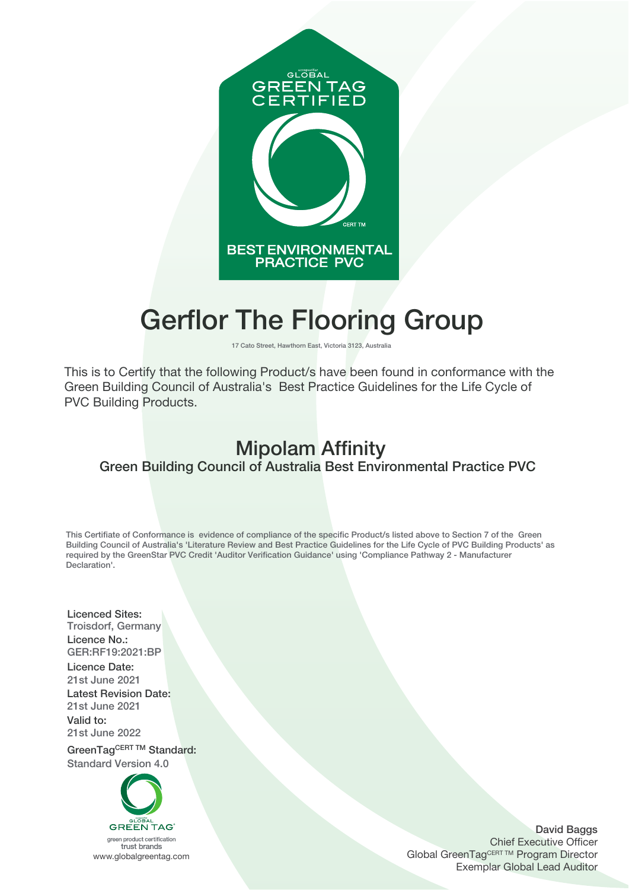GLOBAL GREEN TAG CERTIFIED

CERT TM

BEST ENVIRONMENTAL PRACTICE PVC

# Gerflor The Flooring Group

17 Cato Street, Hawthorn East, Victoria 3123, Australia

This is to Certify that the following Product/s have been found in conformance with the Green Building Council of Australia's Best Practice Guidelines for the Life Cycle of PVC Building Products.

## Mipolam Affinity

### Green Building Council of Australia Best Environmental Practice PVC

This Certifiate of Conformance is evidence of compliance of the specific Product/s listed above to Section 7 of the Green Building Council of Australia's 'Literature Review and Best Practice Guidelines for the Life Cycle of PVC Building Products' as required by the GreenStar PVC Credit 'Auditor Verification Guidance' using 'Compliance Pathway 2 - Manufacturer Declaration'.

**Licenced Sites:**
Troisdorf, Germany

**Licence No.:**
GER:RF19:2021:BP

**Licence Date:**
21st June 2021

**Latest Revision Date:**
21st June 2021

**Valid to:**
21st June 2022

**GreenTag CERT TM Standard:**
Standard Version 4.0

GLOBAL GREEN TAG
green product certification
trust brands
www.globalgreentag.com

**David Baggs**
Chief Executive Officer
Global GreenTag CERT TM Program Director
Exemplar Global Lead Auditor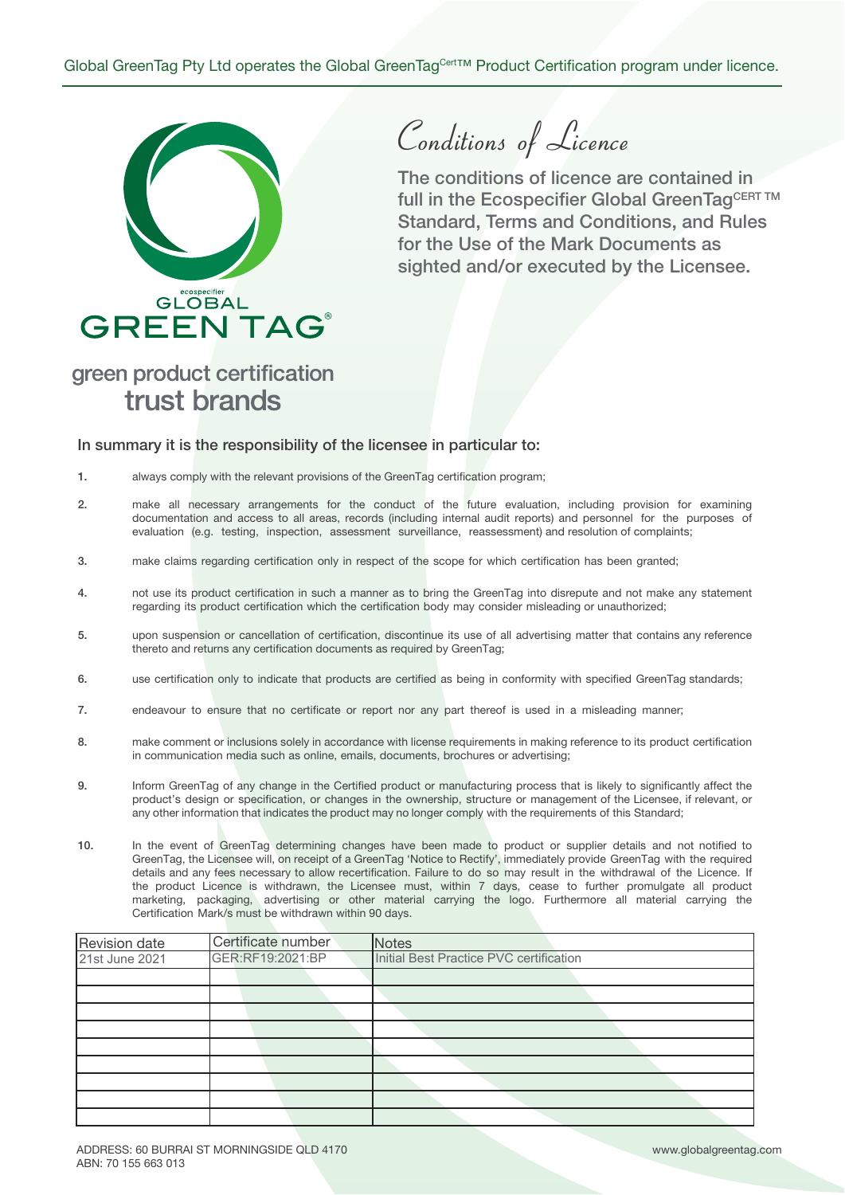Global GreenTag Pty Ltd operates the Global GreenTag[Cert]™ Product Certification program under licence.

ecospecifier
GLOBAL
GREEN TAG®

green product certification
trust brands

# Conditions of Licence

**The conditions of licence are contained in full in the Ecospecifier Global GreenTag[CERT TM] Standard, Terms and Conditions, and Rules for the Use of the Mark Documents as sighted and/or executed by the Licensee.**

### In summary it is the responsibility of the licensee in particular to:

1. always comply with the relevant provisions of the GreenTag certification program;
2. make all necessary arrangements for the conduct of the future evaluation, including provision for examining documentation and access to all areas, records (including internal audit reports) and personnel for the purposes of evaluation (e.g. testing, inspection, assessment surveillance, reassessment) and resolution of complaints;
3. make claims regarding certification only in respect of the scope for which certification has been granted;
4. not use its product certification in such a manner as to bring the GreenTag into disrepute and not make any statement regarding its product certification which the certification body may consider misleading or unauthorized;
5. upon suspension or cancellation of certification, discontinue its use of all advertising matter that contains any reference thereto and returns any certification documents as required by GreenTag;
6. use certification only to indicate that products are certified as being in conformity with specified GreenTag standards;
7. endeavour to ensure that no certificate or report nor any part thereof is used in a misleading manner;
8. make comment or inclusions solely in accordance with license requirements in making reference to its product certification in communication media such as online, emails, documents, brochures or advertising;
9. Inform GreenTag of any change in the Certified product or manufacturing process that is likely to significantly affect the product's design or specification, or changes in the ownership, structure or management of the Licensee, if relevant, or any other information that indicates the product may no longer comply with the requirements of this Standard;
10. In the event of GreenTag determining changes have been made to product or supplier details and not notified to GreenTag, the Licensee will, on receipt of a GreenTag 'Notice to Rectify', immediately provide GreenTag with the required details and any fees necessary to allow recertification. Failure to do so may result in the withdrawal of the Licence. If the product Licence is withdrawn, the Licensee must, within 7 days, cease to further promulgate all product marketing, packaging, advertising or other material carrying the logo. Furthermore all material carrying the Certification Mark/s must be withdrawn within 90 days.

| Revision date | Certificate number | Notes |
|---|---|---|
| 21st June 2021 | GER:RF19:2021:BP | Initial Best Practice PVC certification |
| | | |
| | | |
| | | |
| | | |
| | | |
| | | |
| | | |
| | | |
| | | |

ADDRESS: 60 BURRAI ST MORNINGSIDE QLD 4170
ABN: 70 155 663 013

www.globalgreentag.com